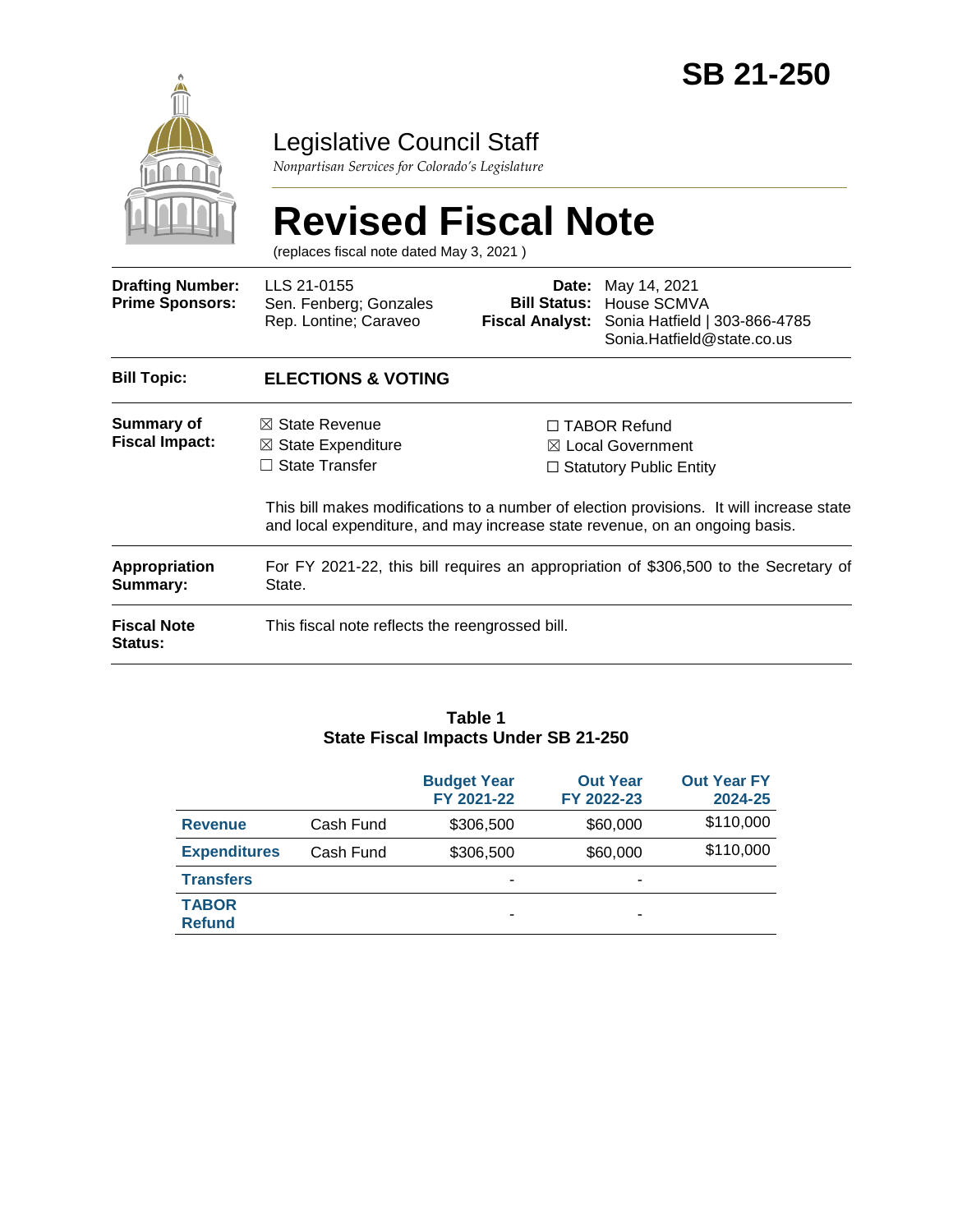# SB 21-250

## Legislative Council Staff

*Nonpartisan Services for Colorado's Legislature*

# Revised Fiscal Note

(replaces fiscal note dated May 3, 2021 )

| | | | |
|---|---|---|---|
| **Drafting Number:** | LLS 21-0155 | **Date:** | May 14, 2021 |
| **Prime Sponsors:** | Sen. Fenberg; Gonzales<br>Rep. Lontine; Caraveo | **Bill Status:** | House SCMVA |
| | | **Fiscal Analyst:** | Sonia Hatfield \| 303-866-4785<br>Sonia.Hatfield@state.co.us |

| | |
|---|---|
| **Bill Topic:** | **ELECTIONS & VOTING** |
| **Summary of Fiscal Impact:** | ☒ State Revenue ☒ State Expenditure ☐ State Transfer ☐ TABOR Refund ☒ Local Government ☐ Statutory Public Entity<br><br>This bill makes modifications to a number of election provisions. It will increase state and local expenditure, and may increase state revenue, on an ongoing basis. |
| **Appropriation Summary:** | For FY 2021-22, this bill requires an appropriation of $306,500 to the Secretary of State. |
| **Fiscal Note Status:** | This fiscal note reflects the reengrossed bill. |

**Table 1**
**State Fiscal Impacts Under SB 21-250**

| | | Budget Year FY 2021-22 | Out Year FY 2022-23 | Out Year FY 2024-25 |
|---|---|---|---|---|
| **Revenue** | Cash Fund | $306,500 | $60,000 | $110,000 |
| **Expenditures** | Cash Fund | $306,500 | $60,000 | $110,000 |
| **Transfers** | | - | - | |
| **TABOR Refund** | | - | - | |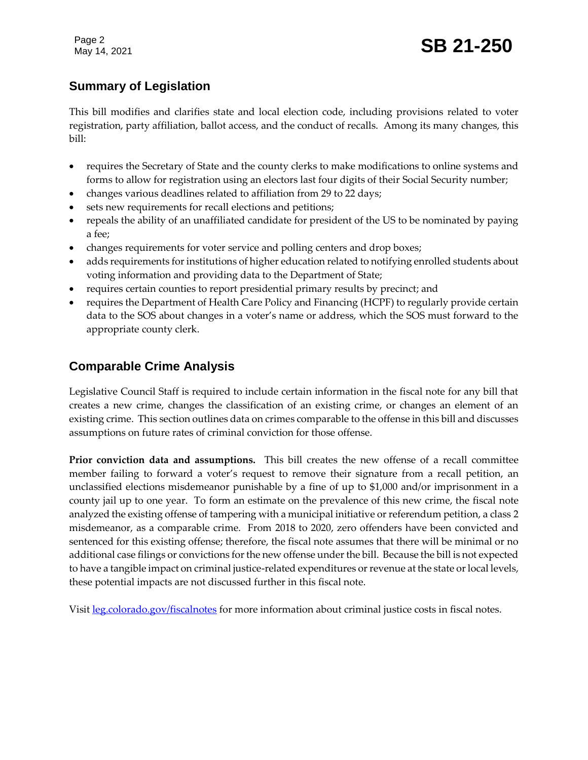## Summary of Legislation

This bill modifies and clarifies state and local election code, including provisions related to voter registration, party affiliation, ballot access, and the conduct of recalls. Among its many changes, this bill:

- requires the Secretary of State and the county clerks to make modifications to online systems and forms to allow for registration using an electors last four digits of their Social Security number;
- changes various deadlines related to affiliation from 29 to 22 days;
- sets new requirements for recall elections and petitions;
- repeals the ability of an unaffiliated candidate for president of the US to be nominated by paying a fee;
- changes requirements for voter service and polling centers and drop boxes;
- adds requirements for institutions of higher education related to notifying enrolled students about voting information and providing data to the Department of State;
- requires certain counties to report presidential primary results by precinct; and
- requires the Department of Health Care Policy and Financing (HCPF) to regularly provide certain data to the SOS about changes in a voter's name or address, which the SOS must forward to the appropriate county clerk.

## Comparable Crime Analysis

Legislative Council Staff is required to include certain information in the fiscal note for any bill that creates a new crime, changes the classification of an existing crime, or changes an element of an existing crime. This section outlines data on crimes comparable to the offense in this bill and discusses assumptions on future rates of criminal conviction for those offense.

**Prior conviction data and assumptions.** This bill creates the new offense of a recall committee member failing to forward a voter's request to remove their signature from a recall petition, an unclassified elections misdemeanor punishable by a fine of up to $1,000 and/or imprisonment in a county jail up to one year. To form an estimate on the prevalence of this new crime, the fiscal note analyzed the existing offense of tampering with a municipal initiative or referendum petition, a class 2 misdemeanor, as a comparable crime. From 2018 to 2020, zero offenders have been convicted and sentenced for this existing offense; therefore, the fiscal note assumes that there will be minimal or no additional case filings or convictions for the new offense under the bill. Because the bill is not expected to have a tangible impact on criminal justice-related expenditures or revenue at the state or local levels, these potential impacts are not discussed further in this fiscal note.

Visit [leg.colorado.gov/fiscalnotes](leg.colorado.gov/fiscalnotes) for more information about criminal justice costs in fiscal notes.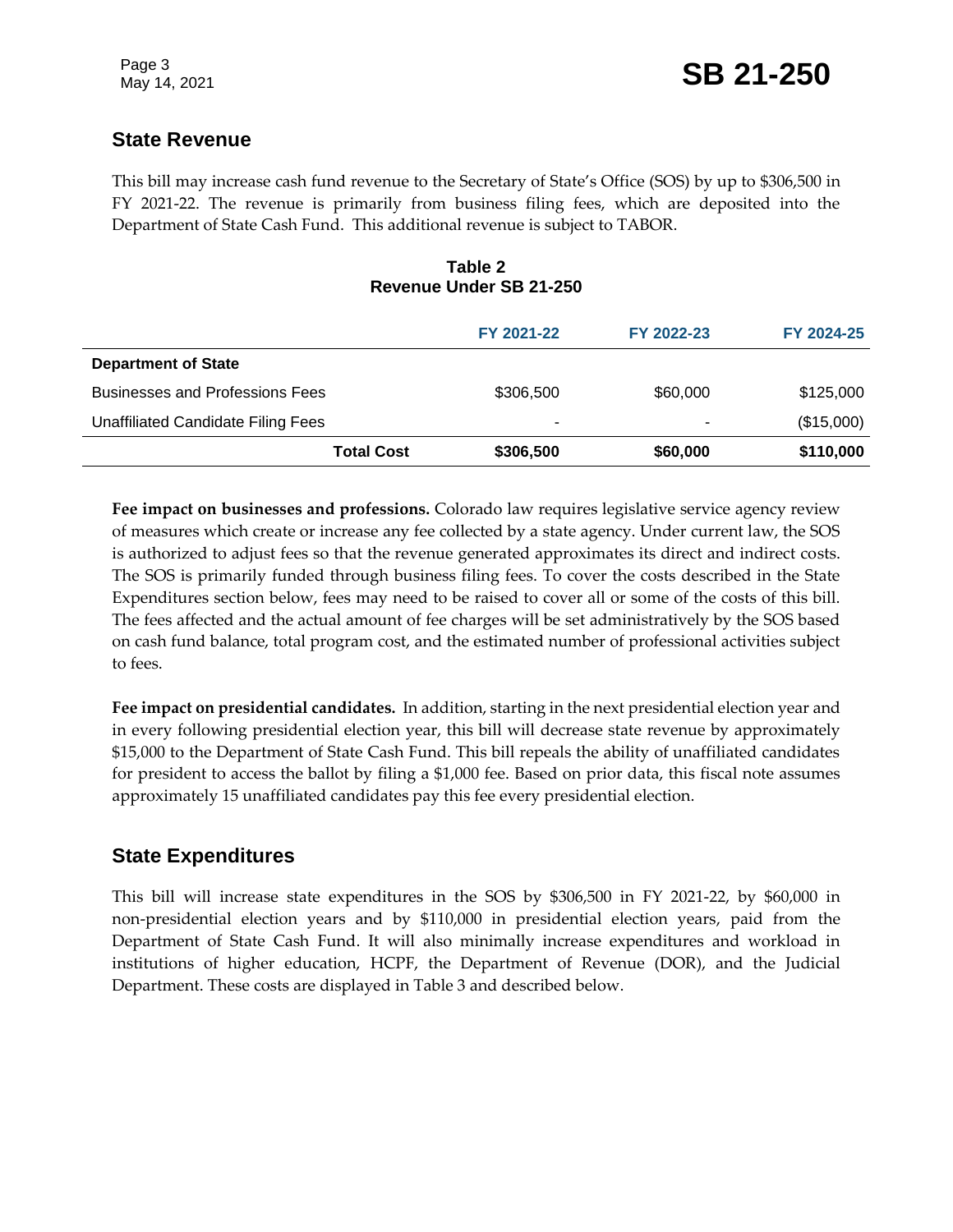## State Revenue

This bill may increase cash fund revenue to the Secretary of State's Office (SOS) by up to $306,500 in FY 2021-22. The revenue is primarily from business filing fees, which are deposited into the Department of State Cash Fund. This additional revenue is subject to TABOR.

**Table 2**
**Revenue Under SB 21-250**

| | FY 2021-22 | FY 2022-23 | FY 2024-25 |
|---|---|---|---|
| **Department of State** | | | |
| Businesses and Professions Fees | $306,500 | $60,000 | $125,000 |
| Unaffiliated Candidate Filing Fees | - | - | ($15,000) |
| **Total Cost** | **$306,500** | **$60,000** | **$110,000** |

**Fee impact on businesses and professions.** Colorado law requires legislative service agency review of measures which create or increase any fee collected by a state agency. Under current law, the SOS is authorized to adjust fees so that the revenue generated approximates its direct and indirect costs. The SOS is primarily funded through business filing fees. To cover the costs described in the State Expenditures section below, fees may need to be raised to cover all or some of the costs of this bill. The fees affected and the actual amount of fee charges will be set administratively by the SOS based on cash fund balance, total program cost, and the estimated number of professional activities subject to fees.

**Fee impact on presidential candidates.** In addition, starting in the next presidential election year and in every following presidential election year, this bill will decrease state revenue by approximately $15,000 to the Department of State Cash Fund. This bill repeals the ability of unaffiliated candidates for president to access the ballot by filing a $1,000 fee. Based on prior data, this fiscal note assumes approximately 15 unaffiliated candidates pay this fee every presidential election.

## State Expenditures

This bill will increase state expenditures in the SOS by $306,500 in FY 2021-22, by $60,000 in non-presidential election years and by $110,000 in presidential election years, paid from the Department of State Cash Fund. It will also minimally increase expenditures and workload in institutions of higher education, HCPF, the Department of Revenue (DOR), and the Judicial Department. These costs are displayed in Table 3 and described below.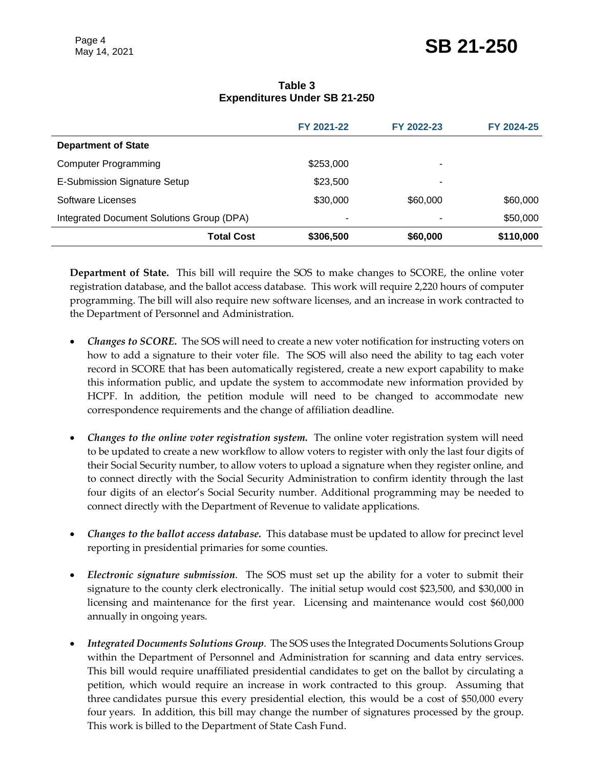**Table 3**
**Expenditures Under SB 21-250**

| | FY 2021-22 | FY 2022-23 | FY 2024-25 |
|---|---|---|---|
| **Department of State** | | | |
| Computer Programming | $253,000 | - | |
| E-Submission Signature Setup | $23,500 | - | |
| Software Licenses | $30,000 | $60,000 | $60,000 |
| Integrated Document Solutions Group (DPA) | - | - | $50,000 |
| **Total Cost** | **$306,500** | **$60,000** | **$110,000** |

**Department of State.** This bill will require the SOS to make changes to SCORE, the online voter registration database, and the ballot access database. This work will require 2,220 hours of computer programming. The bill will also require new software licenses, and an increase in work contracted to the Department of Personnel and Administration.

- ***Changes to SCORE.*** The SOS will need to create a new voter notification for instructing voters on how to add a signature to their voter file. The SOS will also need the ability to tag each voter record in SCORE that has been automatically registered, create a new export capability to make this information public, and update the system to accommodate new information provided by HCPF. In addition, the petition module will need to be changed to accommodate new correspondence requirements and the change of affiliation deadline.

- ***Changes to the online voter registration system.*** The online voter registration system will need to be updated to create a new workflow to allow voters to register with only the last four digits of their Social Security number, to allow voters to upload a signature when they register online, and to connect directly with the Social Security Administration to confirm identity through the last four digits of an elector's Social Security number. Additional programming may be needed to connect directly with the Department of Revenue to validate applications.

- ***Changes to the ballot access database.*** This database must be updated to allow for precinct level reporting in presidential primaries for some counties.

- ***Electronic signature submission***. The SOS must set up the ability for a voter to submit their signature to the county clerk electronically. The initial setup would cost $23,500, and $30,000 in licensing and maintenance for the first year. Licensing and maintenance would cost $60,000 annually in ongoing years.

- ***Integrated Documents Solutions Group***. The SOS uses the Integrated Documents Solutions Group within the Department of Personnel and Administration for scanning and data entry services. This bill would require unaffiliated presidential candidates to get on the ballot by circulating a petition, which would require an increase in work contracted to this group. Assuming that three candidates pursue this every presidential election, this would be a cost of $50,000 every four years. In addition, this bill may change the number of signatures processed by the group. This work is billed to the Department of State Cash Fund.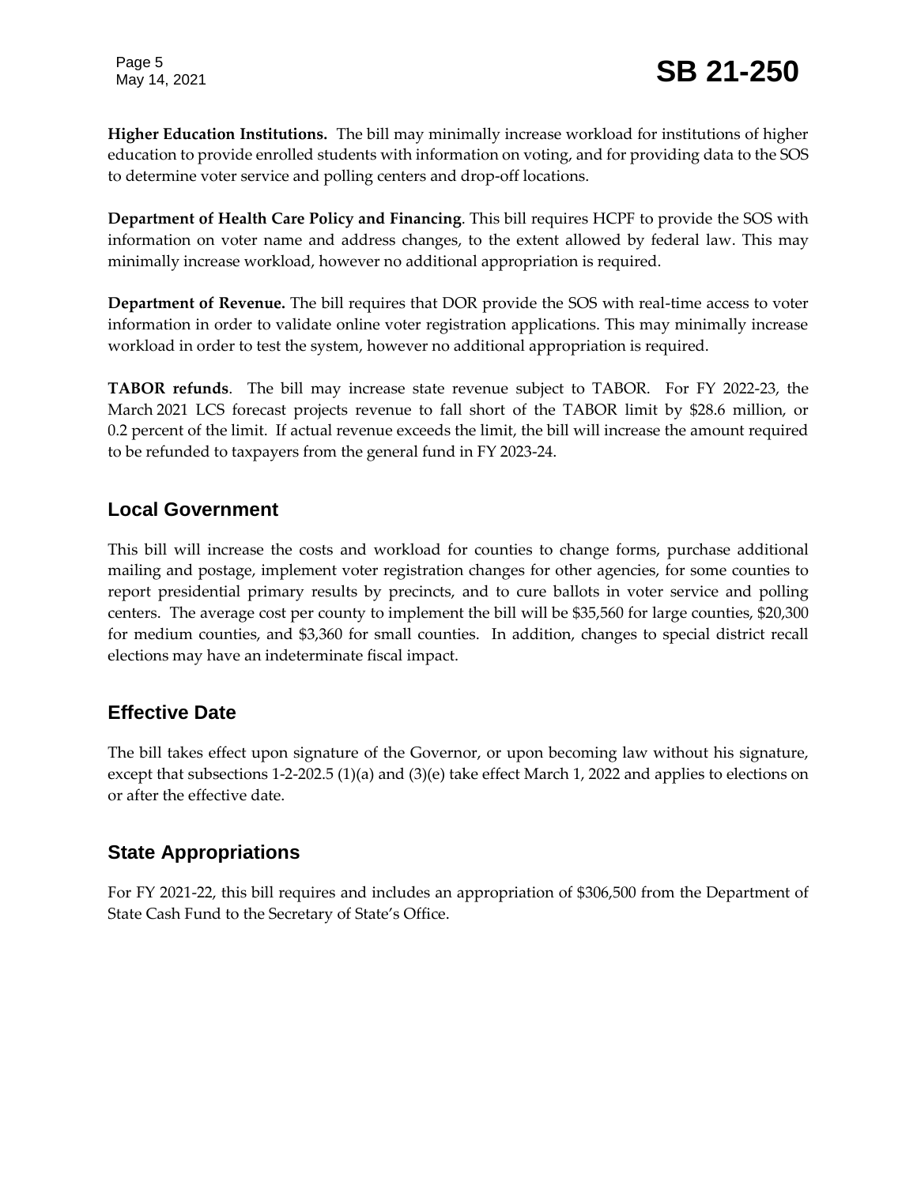**Higher Education Institutions.** The bill may minimally increase workload for institutions of higher education to provide enrolled students with information on voting, and for providing data to the SOS to determine voter service and polling centers and drop-off locations.

**Department of Health Care Policy and Financing**. This bill requires HCPF to provide the SOS with information on voter name and address changes, to the extent allowed by federal law. This may minimally increase workload, however no additional appropriation is required.

**Department of Revenue.** The bill requires that DOR provide the SOS with real-time access to voter information in order to validate online voter registration applications. This may minimally increase workload in order to test the system, however no additional appropriation is required.

**TABOR refunds**. The bill may increase state revenue subject to TABOR. For FY 2022-23, the March 2021 LCS forecast projects revenue to fall short of the TABOR limit by $28.6 million, or 0.2 percent of the limit. If actual revenue exceeds the limit, the bill will increase the amount required to be refunded to taxpayers from the general fund in FY 2023-24.

## Local Government

This bill will increase the costs and workload for counties to change forms, purchase additional mailing and postage, implement voter registration changes for other agencies, for some counties to report presidential primary results by precincts, and to cure ballots in voter service and polling centers. The average cost per county to implement the bill will be $35,560 for large counties, $20,300 for medium counties, and $3,360 for small counties. In addition, changes to special district recall elections may have an indeterminate fiscal impact.

## Effective Date

The bill takes effect upon signature of the Governor, or upon becoming law without his signature, except that subsections 1-2-202.5 (1)(a) and (3)(e) take effect March 1, 2022 and applies to elections on or after the effective date.

## State Appropriations

For FY 2021-22, this bill requires and includes an appropriation of $306,500 from the Department of State Cash Fund to the Secretary of State's Office.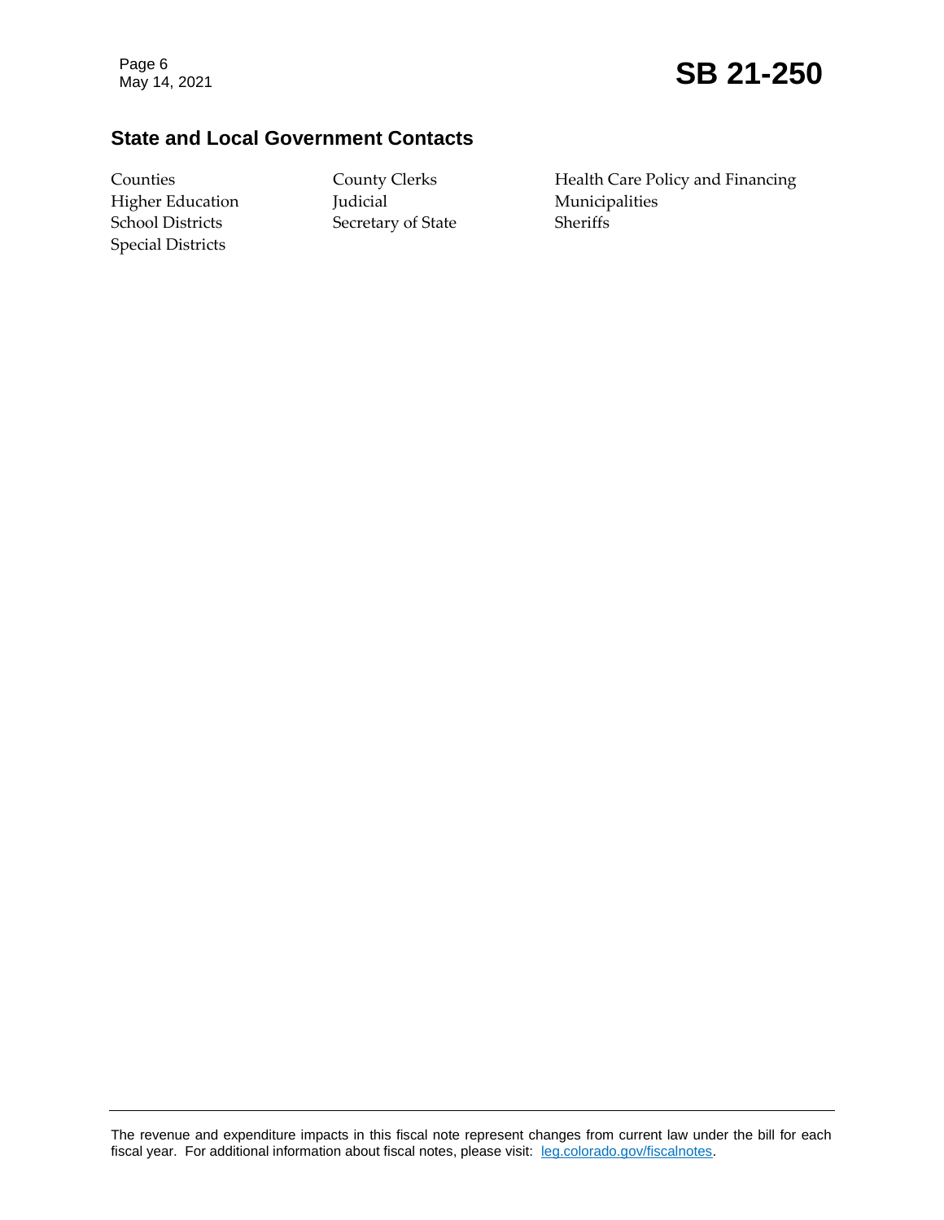## State and Local Government Contacts

| | | |
|---|---|---|
| Counties | County Clerks | Health Care Policy and Financing |
| Higher Education | Judicial | Municipalities |
| School Districts | Secretary of State | Sheriffs |
| Special Districts | | |

The revenue and expenditure impacts in this fiscal note represent changes from current law under the bill for each fiscal year. For additional information about fiscal notes, please visit: [leg.colorado.gov/fiscalnotes](leg.colorado.gov/fiscalnotes).